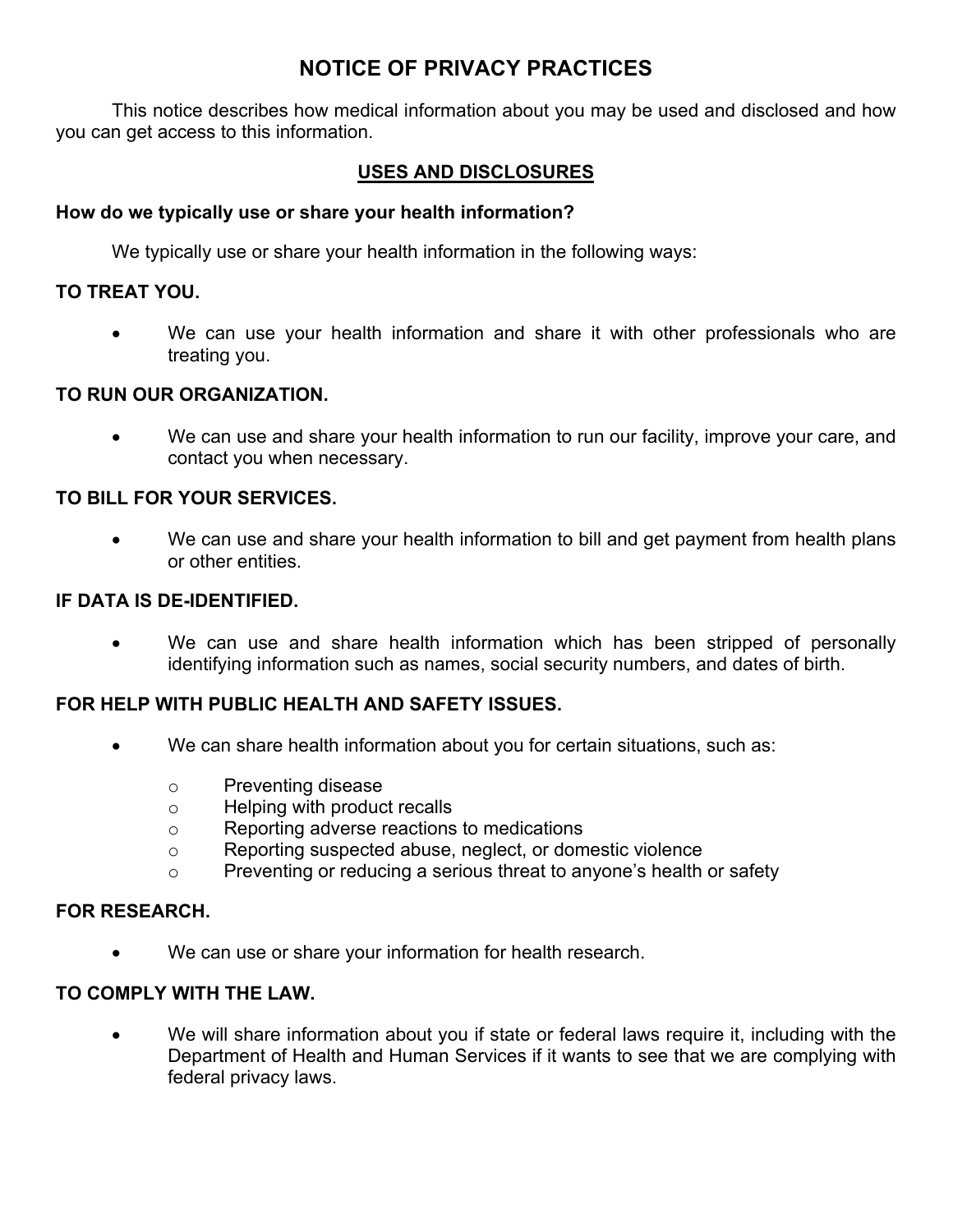# NOTICE OF PRIVACY PRACTICES

This notice describes how medical information about you may be used and disclosed and how you can get access to this information.

## USES AND DISCLOSURES

### How do we typically use or share your health information?

We typically use or share your health information in the following ways:

### TO TREAT YOU.

- We can use your health information and share it with other professionals who are treating you.

### TO RUN OUR ORGANIZATION.

- We can use and share your health information to run our facility, improve your care, and contact you when necessary.

### TO BILL FOR YOUR SERVICES.

- We can use and share your health information to bill and get payment from health plans or other entities.

### IF DATA IS DE-IDENTIFIED.

- We can use and share health information which has been stripped of personally identifying information such as names, social security numbers, and dates of birth.

### FOR HELP WITH PUBLIC HEALTH AND SAFETY ISSUES.

- We can share health information about you for certain situations, such as:
  - Preventing disease
  - Helping with product recalls
  - Reporting adverse reactions to medications
  - Reporting suspected abuse, neglect, or domestic violence
  - Preventing or reducing a serious threat to anyone's health or safety

### FOR RESEARCH.

- We can use or share your information for health research.

### TO COMPLY WITH THE LAW.

- We will share information about you if state or federal laws require it, including with the Department of Health and Human Services if it wants to see that we are complying with federal privacy laws.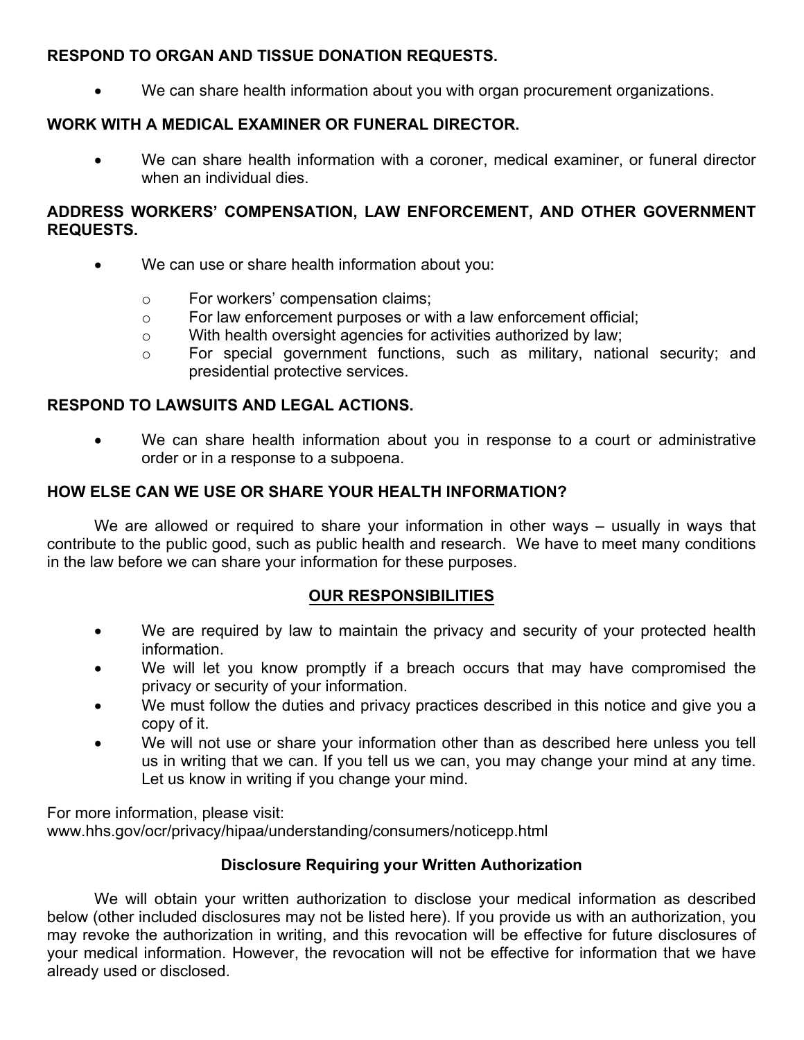**RESPOND TO ORGAN AND TISSUE DONATION REQUESTS.**

- We can share health information about you with organ procurement organizations.

**WORK WITH A MEDICAL EXAMINER OR FUNERAL DIRECTOR.**

- We can share health information with a coroner, medical examiner, or funeral director when an individual dies.

**ADDRESS WORKERS' COMPENSATION, LAW ENFORCEMENT, AND OTHER GOVERNMENT REQUESTS.**

- We can use or share health information about you:
  - For workers' compensation claims;
  - For law enforcement purposes or with a law enforcement official;
  - With health oversight agencies for activities authorized by law;
  - For special government functions, such as military, national security; and presidential protective services.

**RESPOND TO LAWSUITS AND LEGAL ACTIONS.**

- We can share health information about you in response to a court or administrative order or in a response to a subpoena.

**HOW ELSE CAN WE USE OR SHARE YOUR HEALTH INFORMATION?**

We are allowed or required to share your information in other ways – usually in ways that contribute to the public good, such as public health and research. We have to meet many conditions in the law before we can share your information for these purposes.

## OUR RESPONSIBILITIES

- We are required by law to maintain the privacy and security of your protected health information.
- We will let you know promptly if a breach occurs that may have compromised the privacy or security of your information.
- We must follow the duties and privacy practices described in this notice and give you a copy of it.
- We will not use or share your information other than as described here unless you tell us in writing that we can. If you tell us we can, you may change your mind at any time. Let us know in writing if you change your mind.

For more information, please visit:
www.hhs.gov/ocr/privacy/hipaa/understanding/consumers/noticepp.html

### Disclosure Requiring your Written Authorization

We will obtain your written authorization to disclose your medical information as described below (other included disclosures may not be listed here). If you provide us with an authorization, you may revoke the authorization in writing, and this revocation will be effective for future disclosures of your medical information. However, the revocation will not be effective for information that we have already used or disclosed.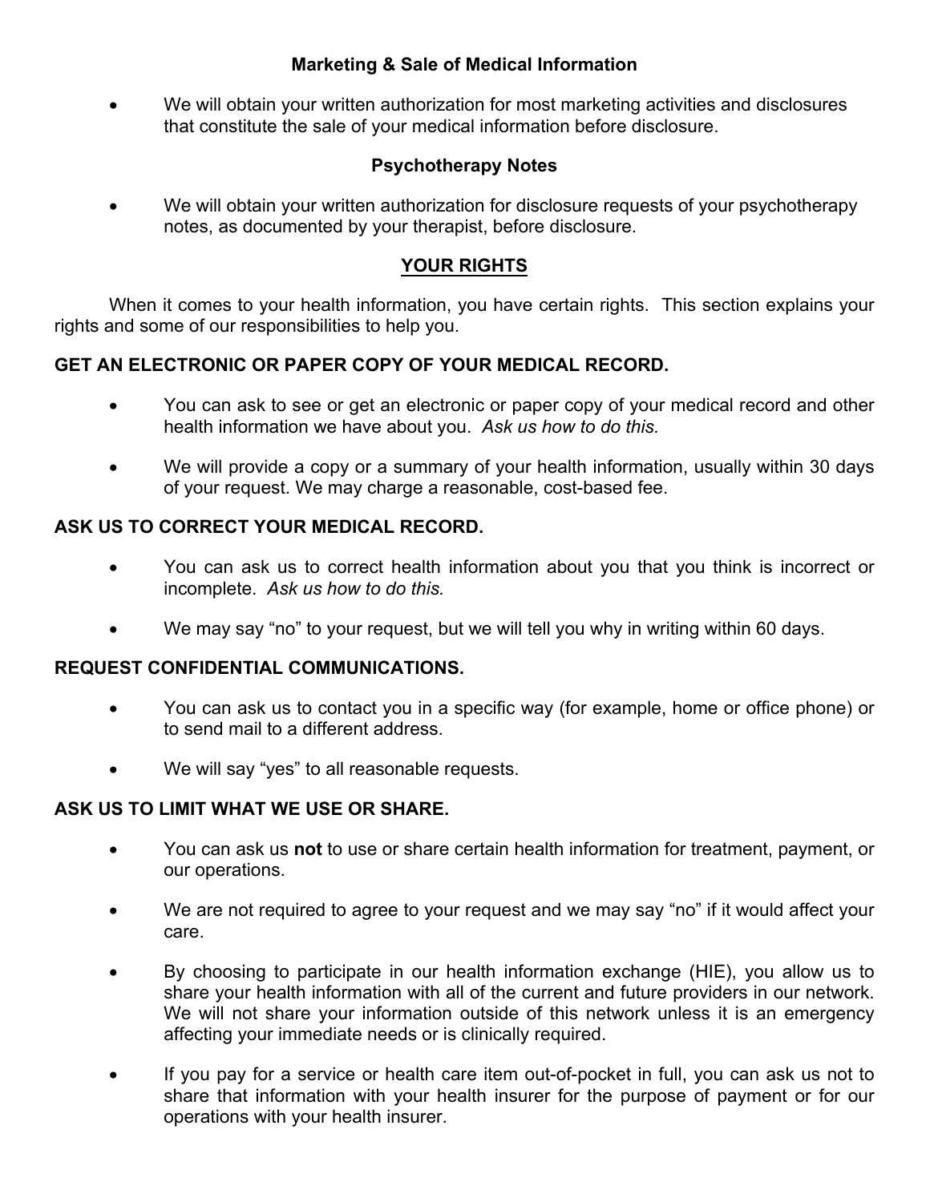### Marketing & Sale of Medical Information

- We will obtain your written authorization for most marketing activities and disclosures that constitute the sale of your medical information before disclosure.

### Psychotherapy Notes

- We will obtain your written authorization for disclosure requests of your psychotherapy notes, as documented by your therapist, before disclosure.

## YOUR RIGHTS

When it comes to your health information, you have certain rights. This section explains your rights and some of our responsibilities to help you.

### GET AN ELECTRONIC OR PAPER COPY OF YOUR MEDICAL RECORD.

- You can ask to see or get an electronic or paper copy of your medical record and other health information we have about you. *Ask us how to do this.*
- We will provide a copy or a summary of your health information, usually within 30 days of your request. We may charge a reasonable, cost-based fee.

### ASK US TO CORRECT YOUR MEDICAL RECORD.

- You can ask us to correct health information about you that you think is incorrect or incomplete. *Ask us how to do this.*
- We may say "no" to your request, but we will tell you why in writing within 60 days.

### REQUEST CONFIDENTIAL COMMUNICATIONS.

- You can ask us to contact you in a specific way (for example, home or office phone) or to send mail to a different address.
- We will say "yes" to all reasonable requests.

### ASK US TO LIMIT WHAT WE USE OR SHARE.

- You can ask us **not** to use or share certain health information for treatment, payment, or our operations.
- We are not required to agree to your request and we may say "no" if it would affect your care.
- By choosing to participate in our health information exchange (HIE), you allow us to share your health information with all of the current and future providers in our network. We will not share your information outside of this network unless it is an emergency affecting your immediate needs or is clinically required.
- If you pay for a service or health care item out-of-pocket in full, you can ask us not to share that information with your health insurer for the purpose of payment or for our operations with your health insurer.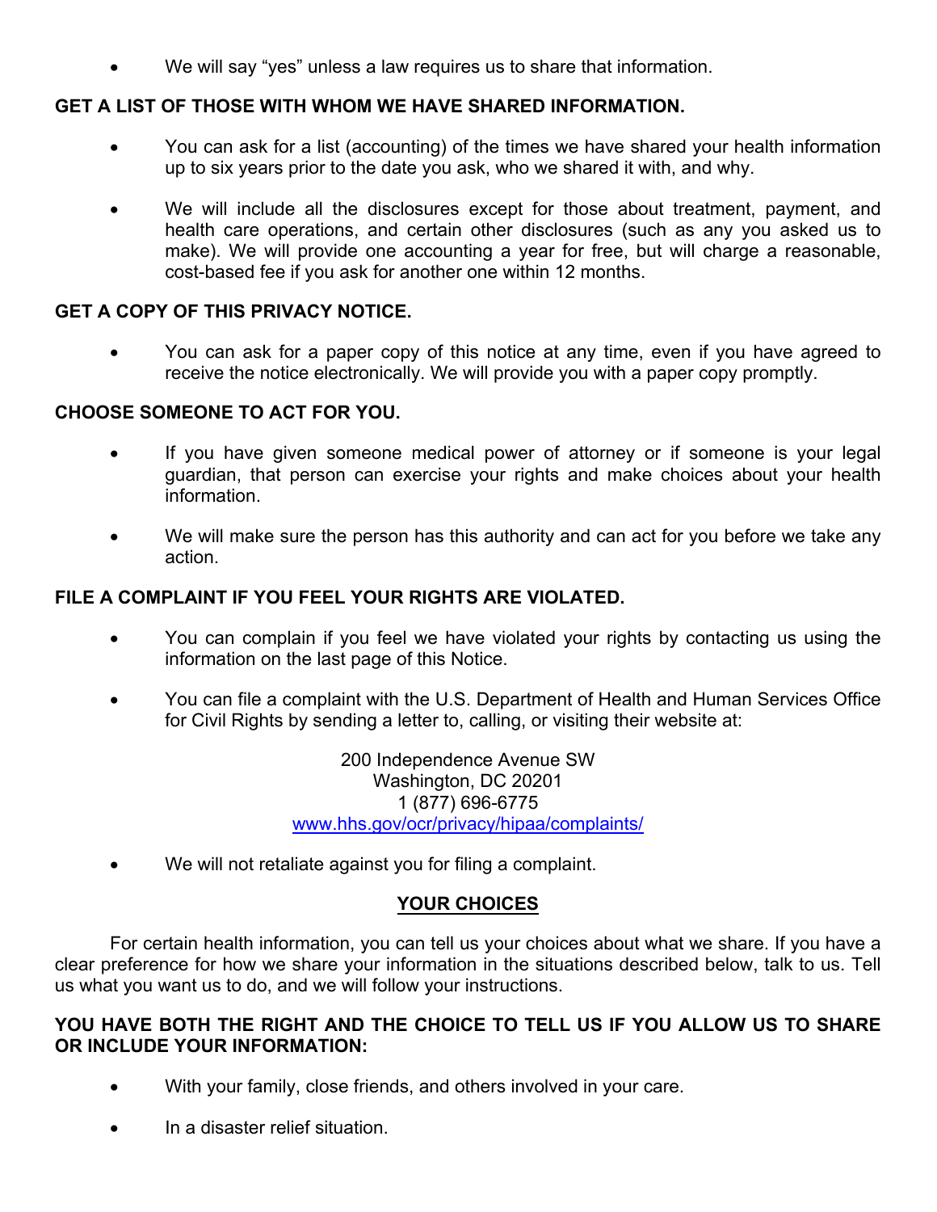- We will say “yes” unless a law requires us to share that information.

**GET A LIST OF THOSE WITH WHOM WE HAVE SHARED INFORMATION.**

- You can ask for a list (accounting) of the times we have shared your health information up to six years prior to the date you ask, who we shared it with, and why.
- We will include all the disclosures except for those about treatment, payment, and health care operations, and certain other disclosures (such as any you asked us to make). We will provide one accounting a year for free, but will charge a reasonable, cost-based fee if you ask for another one within 12 months.

**GET A COPY OF THIS PRIVACY NOTICE.**

- You can ask for a paper copy of this notice at any time, even if you have agreed to receive the notice electronically. We will provide you with a paper copy promptly.

**CHOOSE SOMEONE TO ACT FOR YOU.**

- If you have given someone medical power of attorney or if someone is your legal guardian, that person can exercise your rights and make choices about your health information.
- We will make sure the person has this authority and can act for you before we take any action.

**FILE A COMPLAINT IF YOU FEEL YOUR RIGHTS ARE VIOLATED.**

- You can complain if you feel we have violated your rights by contacting us using the information on the last page of this Notice.
- You can file a complaint with the U.S. Department of Health and Human Services Office for Civil Rights by sending a letter to, calling, or visiting their website at:

  200 Independence Avenue SW
  Washington, DC 20201
  1 (877) 696-6775
  www.hhs.gov/ocr/privacy/hipaa/complaints/

- We will not retaliate against you for filing a complaint.

## YOUR CHOICES

For certain health information, you can tell us your choices about what we share. If you have a clear preference for how we share your information in the situations described below, talk to us. Tell us what you want us to do, and we will follow your instructions.

**YOU HAVE BOTH THE RIGHT AND THE CHOICE TO TELL US IF YOU ALLOW US TO SHARE OR INCLUDE YOUR INFORMATION:**

- With your family, close friends, and others involved in your care.
- In a disaster relief situation.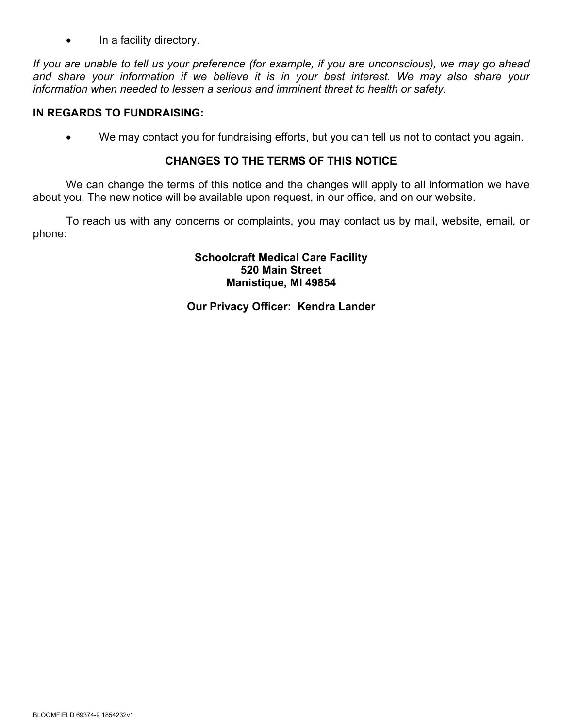- In a facility directory.

*If you are unable to tell us your preference (for example, if you are unconscious), we may go ahead and share your information if we believe it is in your best interest. We may also share your information when needed to lessen a serious and imminent threat to health or safety.*

**IN REGARDS TO FUNDRAISING:**

- We may contact you for fundraising efforts, but you can tell us not to contact you again.

## CHANGES TO THE TERMS OF THIS NOTICE

We can change the terms of this notice and the changes will apply to all information we have about you. The new notice will be available upon request, in our office, and on our website.

To reach us with any concerns or complaints, you may contact us by mail, website, email, or phone:

**Schoolcraft Medical Care Facility**
**520 Main Street**
**Manistique, MI 49854**

**Our Privacy Officer: Kendra Lander**